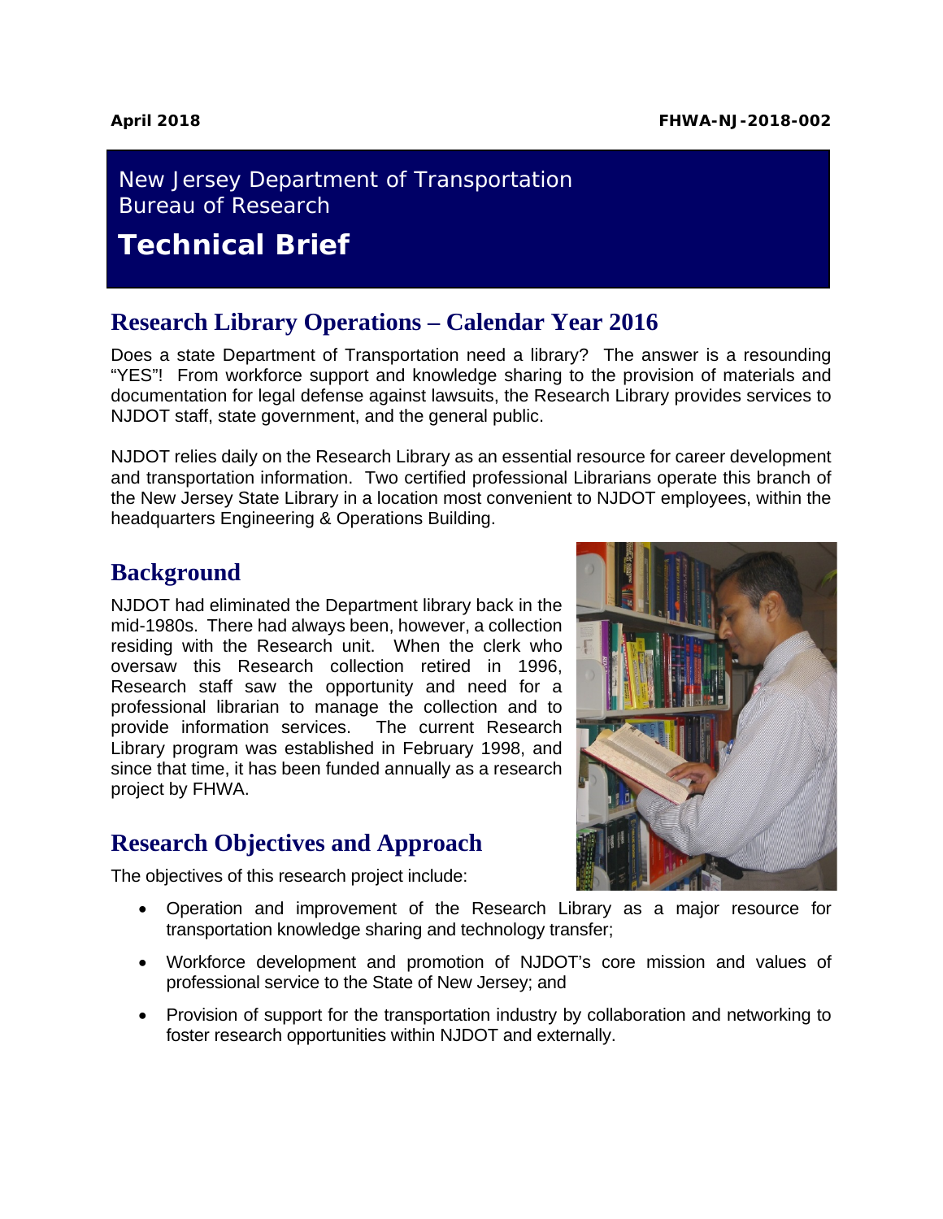**April 2018** **FHWA-NJ-2018-002**

New Jersey Department of Transportation
Bureau of Research

# Technical Brief

## Research Library Operations – Calendar Year 2016

Does a state Department of Transportation need a library? The answer is a resounding "YES"! From workforce support and knowledge sharing to the provision of materials and documentation for legal defense against lawsuits, the Research Library provides services to NJDOT staff, state government, and the general public.

NJDOT relies daily on the Research Library as an essential resource for career development and transportation information. Two certified professional Librarians operate this branch of the New Jersey State Library in a location most convenient to NJDOT employees, within the headquarters Engineering & Operations Building.

## Background

NJDOT had eliminated the Department library back in the mid-1980s. There had always been, however, a collection residing with the Research unit. When the clerk who oversaw this Research collection retired in 1996, Research staff saw the opportunity and need for a professional librarian to manage the collection and to provide information services. The current Research Library program was established in February 1998, and since that time, it has been funded annually as a research project by FHWA.

## Research Objectives and Approach

The objectives of this research project include:

- Operation and improvement of the Research Library as a major resource for transportation knowledge sharing and technology transfer;
- Workforce development and promotion of NJDOT's core mission and values of professional service to the State of New Jersey; and
- Provision of support for the transportation industry by collaboration and networking to foster research opportunities within NJDOT and externally.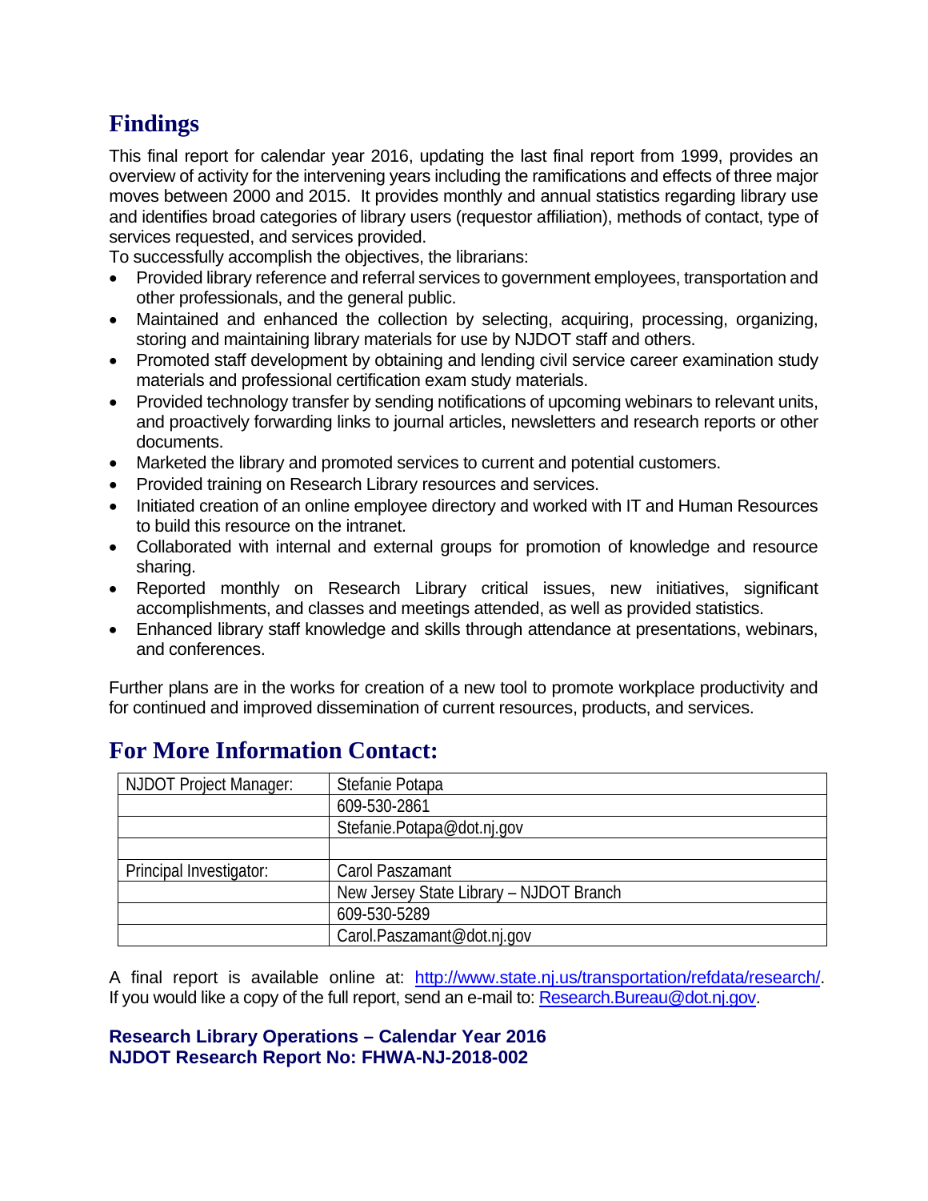## Findings

This final report for calendar year 2016, updating the last final report from 1999, provides an overview of activity for the intervening years including the ramifications and effects of three major moves between 2000 and 2015. It provides monthly and annual statistics regarding library use and identifies broad categories of library users (requestor affiliation), methods of contact, type of services requested, and services provided.

To successfully accomplish the objectives, the librarians:

- Provided library reference and referral services to government employees, transportation and other professionals, and the general public.
- Maintained and enhanced the collection by selecting, acquiring, processing, organizing, storing and maintaining library materials for use by NJDOT staff and others.
- Promoted staff development by obtaining and lending civil service career examination study materials and professional certification exam study materials.
- Provided technology transfer by sending notifications of upcoming webinars to relevant units, and proactively forwarding links to journal articles, newsletters and research reports or other documents.
- Marketed the library and promoted services to current and potential customers.
- Provided training on Research Library resources and services.
- Initiated creation of an online employee directory and worked with IT and Human Resources to build this resource on the intranet.
- Collaborated with internal and external groups for promotion of knowledge and resource sharing.
- Reported monthly on Research Library critical issues, new initiatives, significant accomplishments, and classes and meetings attended, as well as provided statistics.
- Enhanced library staff knowledge and skills through attendance at presentations, webinars, and conferences.

Further plans are in the works for creation of a new tool to promote workplace productivity and for continued and improved dissemination of current resources, products, and services.

## For More Information Contact:

| | |
|---|---|
| NJDOT Project Manager: | Stefanie Potapa |
| | 609-530-2861 |
| | Stefanie.Potapa@dot.nj.gov |
| | |
| Principal Investigator: | Carol Paszamant |
| | New Jersey State Library – NJDOT Branch |
| | 609-530-5289 |
| | Carol.Paszamant@dot.nj.gov |

A final report is available online at: http://www.state.nj.us/transportation/refdata/research/.
If you would like a copy of the full report, send an e-mail to: Research.Bureau@dot.nj.gov.

**Research Library Operations – Calendar Year 2016**
**NJDOT Research Report No: FHWA-NJ-2018-002**